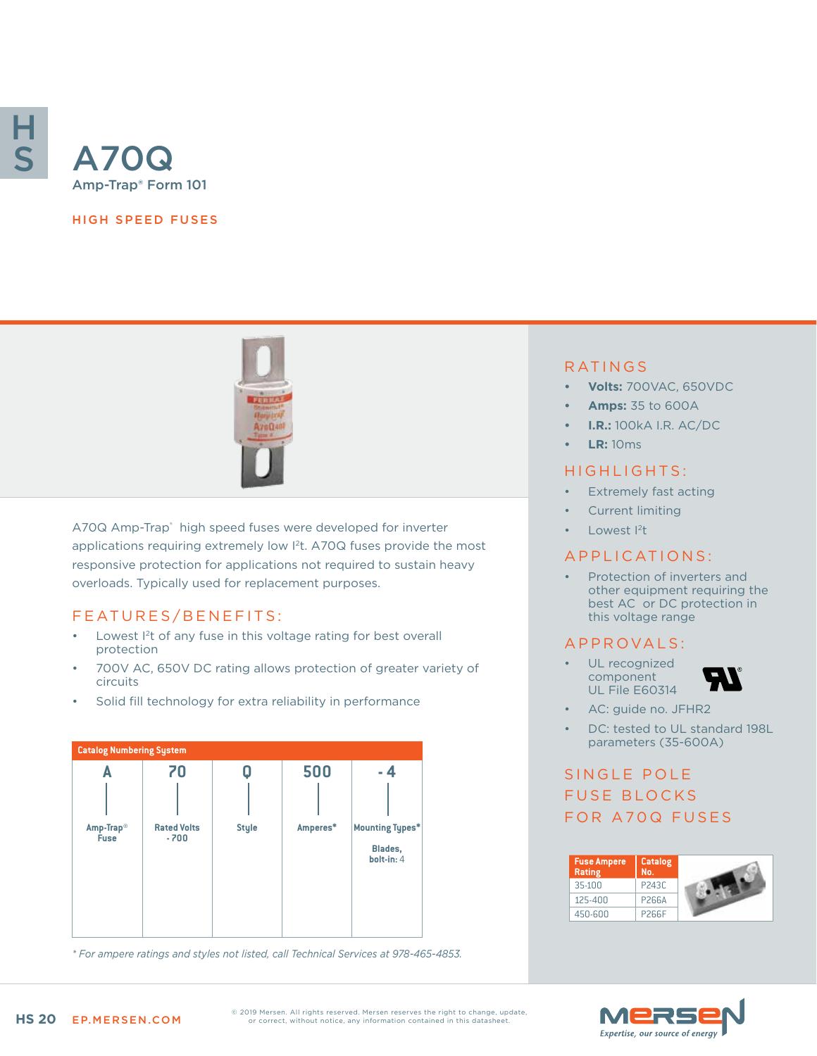# A70Q

Amp-Trap® Form 101

HIGH SPEED FUSES

A70Q Amp-Trap® high speed fuses were developed for inverter applications requiring extremely low $I^2t$. A70Q fuses provide the most responsive protection for applications not required to sustain heavy overloads. Typically used for replacement purposes.

## FEATURES/BENEFITS:

- Lowest $I^2t$ of any fuse in this voltage rating for best overall protection
- 700V AC, 650V DC rating allows protection of greater variety of circuits
- Solid fill technology for extra reliability in performance

**Catalog Numbering System**

| A | 70 | Q | 500 | - 4 |
|---|---|---|---|---|
| Amp-Trap® Fuse | Rated Volts - 700 | Style | Amperes* | Mounting Types* Blades, bolt-in: 4 |

*\* For ampere ratings and styles not listed, call Technical Services at 978-465-4853.*

## RATINGS

- **Volts:** 700VAC, 650VDC
- **Amps:** 35 to 600A
- **I.R.:** 100kA I.R. AC/DC
- **LR:** 10ms

## HIGHLIGHTS:

- Extremely fast acting
- Current limiting
- Lowest $I^2t$

## APPLICATIONS:

- Protection of inverters and other equipment requiring the best AC or DC protection in this voltage range

## APPROVALS:

- UL recognized component UL File E60314
- AC: guide no. JFHR2
- DC: tested to UL standard 198L parameters (35-600A)

## SINGLE POLE FUSE BLOCKS FOR A70Q FUSES

| Fuse Ampere Rating | Catalog No. |
|---|---|
| 35-100 | P243C |
| 125-400 | P266A |
| 450-600 | P266F |

© 2019 Mersen. All rights reserved. Mersen reserves the right to change, update, or correct, without notice, any information contained in this datasheet.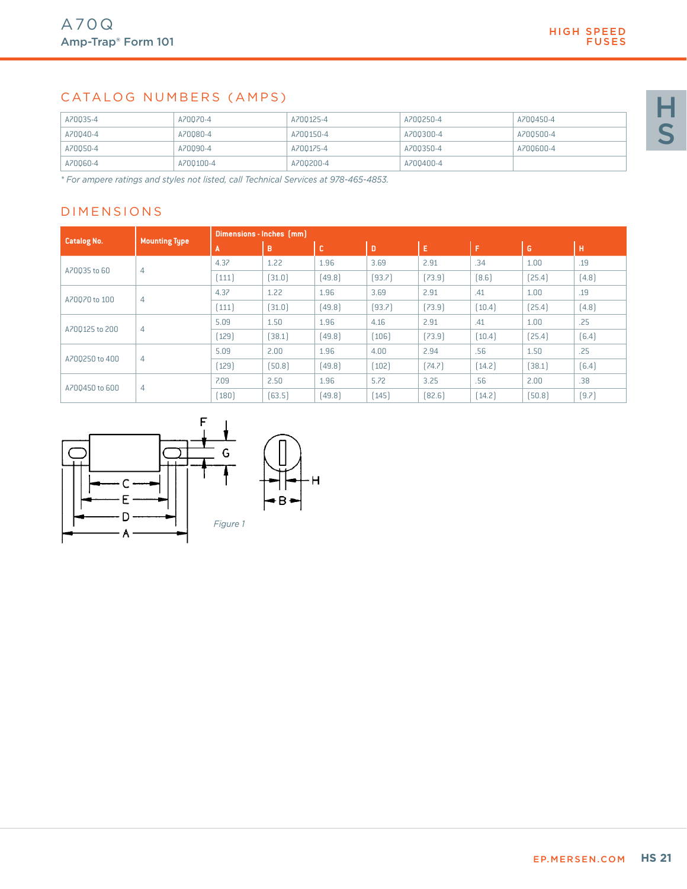# A70Q
## Amp-Trap® Form 101

HIGH SPEED FUSES

## CATALOG NUMBERS (AMPS)

| | | | | |
|---|---|---|---|---|
| A70Q35-4 | A70Q70-4 | A70Q125-4 | A70Q250-4 | A70Q450-4 |
| A70Q40-4 | A70Q80-4 | A70Q150-4 | A70Q300-4 | A70Q500-4 |
| A70Q50-4 | A70Q90-4 | A70Q175-4 | A70Q350-4 | A70Q600-4 |
| A70Q60-4 | A70Q100-4 | A70Q200-4 | A70Q400-4 | |

*\* For ampere ratings and styles not listed, call Technical Services at 978-465-4853.*

## DIMENSIONS

| Catalog No. | Mounting Type | Dimensions - Inches (mm) | | | | | | | |
|---|---|---|---|---|---|---|---|---|---|
| | | A | B | C | D | E | F | G | H |
| A70Q35 to 60 | 4 | 4.37 | 1.22 | 1.96 | 3.69 | 2.91 | .34 | 1.00 | .19 |
| | | (111) | (31.0) | (49.8) | (93.7) | (73.9) | (8.6) | (25.4) | (4.8) |
| A70Q70 to 100 | 4 | 4.37 | 1.22 | 1.96 | 3.69 | 2.91 | .41 | 1.00 | .19 |
| | | (111) | (31.0) | (49.8) | (93.7) | (73.9) | (10.4) | (25.4) | (4.8) |
| A70Q125 to 200 | 4 | 5.09 | 1.50 | 1.96 | 4.16 | 2.91 | .41 | 1.00 | .25 |
| | | (129) | (38.1) | (49.8) | (106) | (73.9) | (10.4) | (25.4) | (6.4) |
| A70Q250 to 400 | 4 | 5.09 | 2.00 | 1.96 | 4.00 | 2.94 | .56 | 1.50 | .25 |
| | | (129) | (50.8) | (49.8) | (102) | (74.7) | (14.2) | (38.1) | (6.4) |
| A70Q450 to 600 | 4 | 7.09 | 2.50 | 1.96 | 5.72 | 3.25 | .56 | 2.00 | .38 |
| | | (180) | (63.5) | (49.8) | (145) | (82.6) | (14.2) | (50.8) | (9.7) |

F
G
C
E
D
A
H
B

*Figure 1*